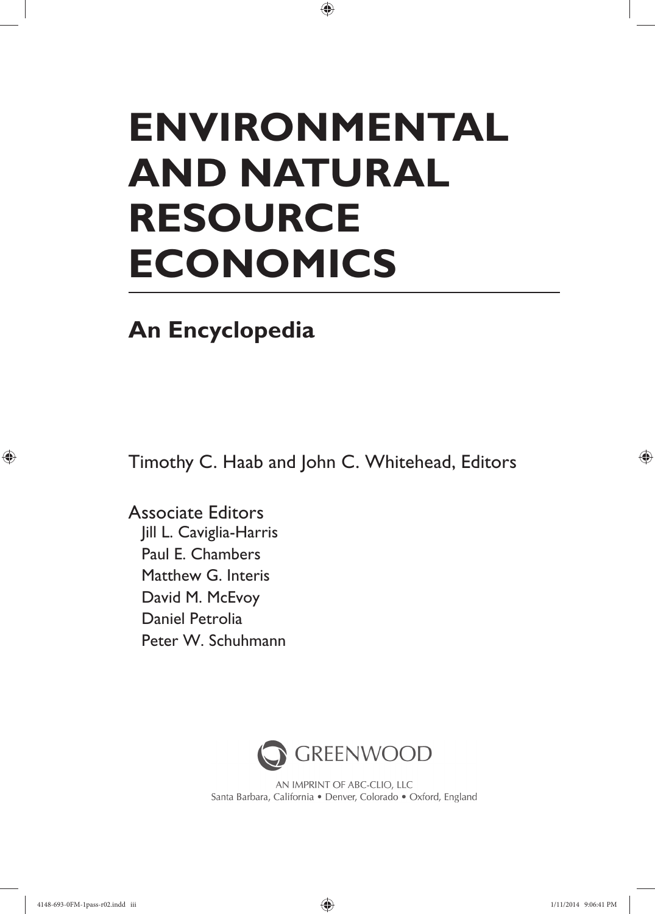# ENVIRONMENTAL AND NATURAL RESOURCE ECONOMICS

## An Encyclopedia

Timothy C. Haab and John C. Whitehead, Editors

Associate Editors
Jill L. Caviglia-Harris
Paul E. Chambers
Matthew G. Interis
David M. McEvoy
Daniel Petrolia
Peter W. Schuhmann

GREENWOOD

AN IMPRINT OF ABC-CLIO, LLC
Santa Barbara, California • Denver, Colorado • Oxford, England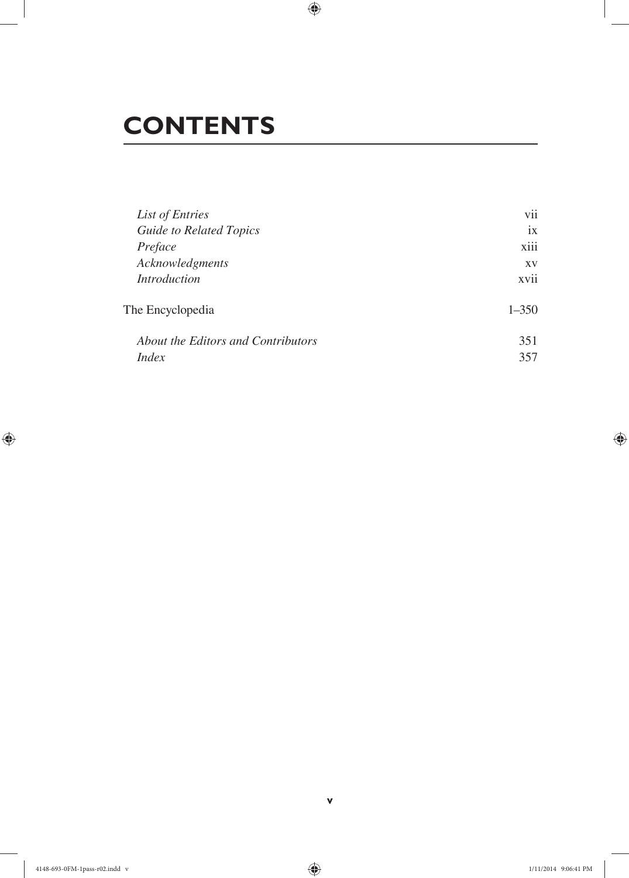# CONTENTS

| | |
|---|---|
| *List of Entries* | vii |
| *Guide to Related Topics* | ix |
| *Preface* | xiii |
| *Acknowledgments* | xv |
| *Introduction* | xvii |
| The Encyclopedia | 1–350 |
| *About the Editors and Contributors* | 351 |
| *Index* | 357 |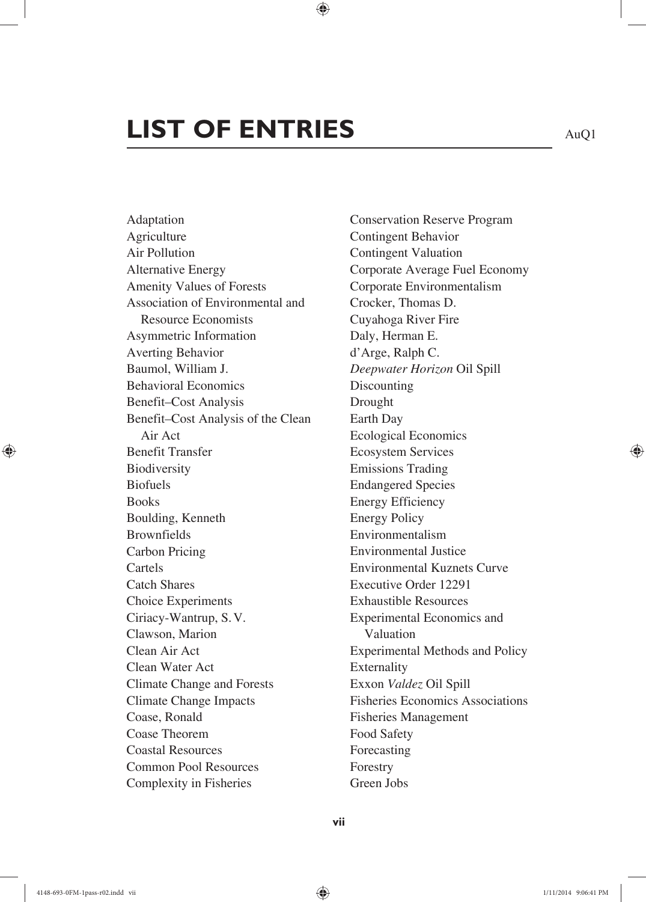# LIST OF ENTRIES

Adaptation
Agriculture
Air Pollution
Alternative Energy
Amenity Values of Forests
Association of Environmental and Resource Economists
Asymmetric Information
Averting Behavior
Baumol, William J.
Behavioral Economics
Benefit–Cost Analysis
Benefit–Cost Analysis of the Clean Air Act
Benefit Transfer
Biodiversity
Biofuels
Books
Boulding, Kenneth
Brownfields
Carbon Pricing
Cartels
Catch Shares
Choice Experiments
Ciriacy-Wantrup, S. V.
Clawson, Marion
Clean Air Act
Clean Water Act
Climate Change and Forests
Climate Change Impacts
Coase, Ronald
Coase Theorem
Coastal Resources
Common Pool Resources
Complexity in Fisheries
Conservation Reserve Program
Contingent Behavior
Contingent Valuation
Corporate Average Fuel Economy
Corporate Environmentalism
Crocker, Thomas D.
Cuyahoga River Fire
Daly, Herman E.
d'Arge, Ralph C.
*Deepwater Horizon* Oil Spill
Discounting
Drought
Earth Day
Ecological Economics
Ecosystem Services
Emissions Trading
Endangered Species
Energy Efficiency
Energy Policy
Environmentalism
Environmental Justice
Environmental Kuznets Curve
Executive Order 12291
Exhaustible Resources
Experimental Economics and Valuation
Experimental Methods and Policy
Externality
Exxon *Valdez* Oil Spill
Fisheries Economics Associations
Fisheries Management
Food Safety
Forecasting
Forestry
Green Jobs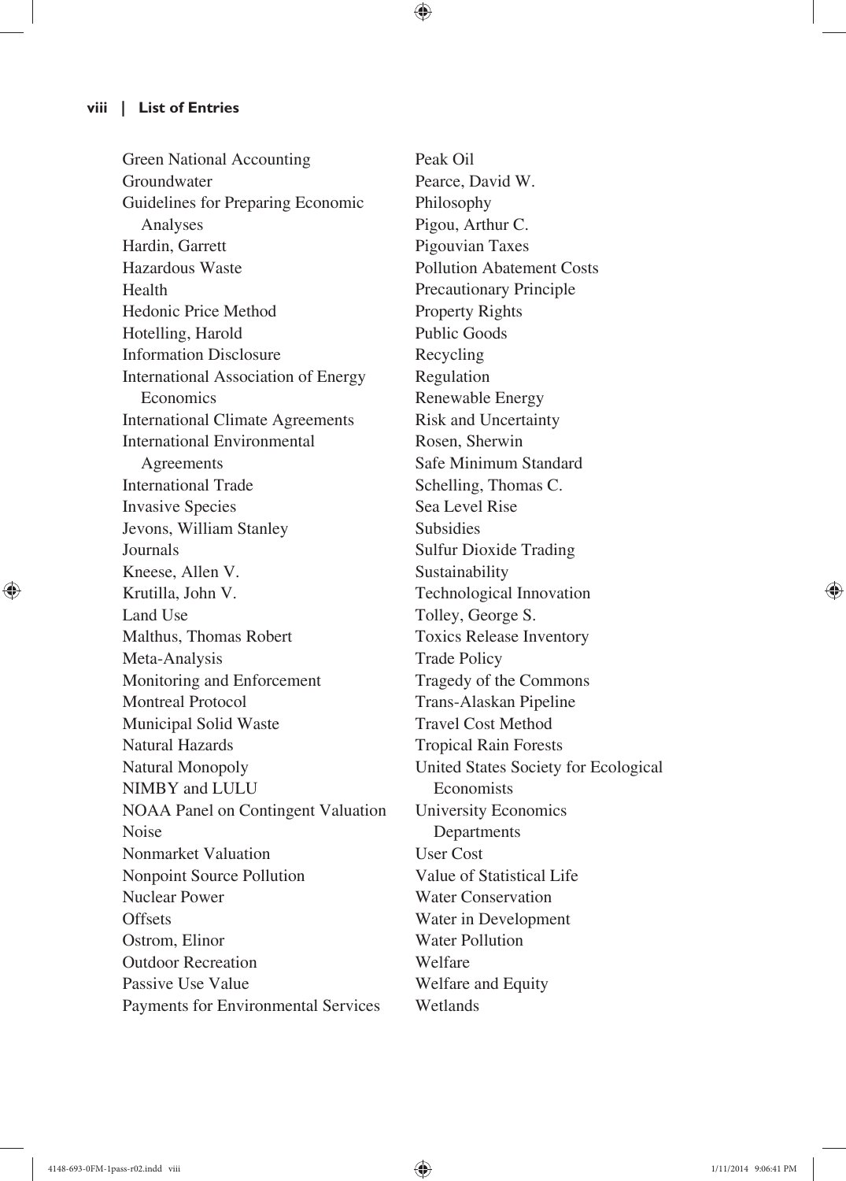Green National Accounting
Groundwater
Guidelines for Preparing Economic Analyses
Hardin, Garrett
Hazardous Waste
Health
Hedonic Price Method
Hotelling, Harold
Information Disclosure
International Association of Energy Economics
International Climate Agreements
International Environmental Agreements
International Trade
Invasive Species
Jevons, William Stanley
Journals
Kneese, Allen V.
Krutilla, John V.
Land Use
Malthus, Thomas Robert
Meta-Analysis
Monitoring and Enforcement
Montreal Protocol
Municipal Solid Waste
Natural Hazards
Natural Monopoly
NIMBY and LULU
NOAA Panel on Contingent Valuation
Noise
Nonmarket Valuation
Nonpoint Source Pollution
Nuclear Power
Offsets
Ostrom, Elinor
Outdoor Recreation
Passive Use Value
Payments for Environmental Services
Peak Oil
Pearce, David W.
Philosophy
Pigou, Arthur C.
Pigouvian Taxes
Pollution Abatement Costs
Precautionary Principle
Property Rights
Public Goods
Recycling
Regulation
Renewable Energy
Risk and Uncertainty
Rosen, Sherwin
Safe Minimum Standard
Schelling, Thomas C.
Sea Level Rise
Subsidies
Sulfur Dioxide Trading
Sustainability
Technological Innovation
Tolley, George S.
Toxics Release Inventory
Trade Policy
Tragedy of the Commons
Trans-Alaskan Pipeline
Travel Cost Method
Tropical Rain Forests
United States Society for Ecological Economists
University Economics Departments
User Cost
Value of Statistical Life
Water Conservation
Water in Development
Water Pollution
Welfare
Welfare and Equity
Wetlands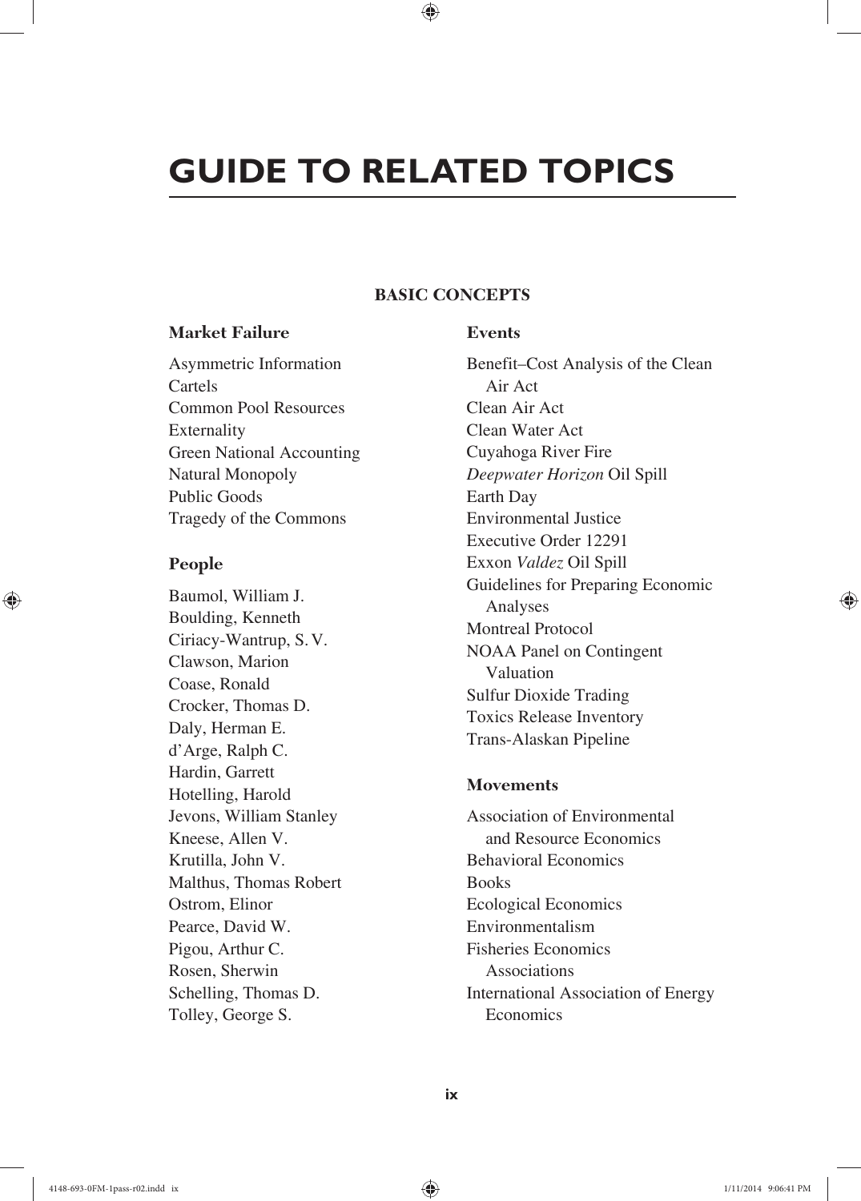# GUIDE TO RELATED TOPICS

## BASIC CONCEPTS

### Market Failure

Asymmetric Information
Cartels
Common Pool Resources
Externality
Green National Accounting
Natural Monopoly
Public Goods
Tragedy of the Commons

### People

Baumol, William J.
Boulding, Kenneth
Ciriacy-Wantrup, S. V.
Clawson, Marion
Coase, Ronald
Crocker, Thomas D.
Daly, Herman E.
d'Arge, Ralph C.
Hardin, Garrett
Hotelling, Harold
Jevons, William Stanley
Kneese, Allen V.
Krutilla, John V.
Malthus, Thomas Robert
Ostrom, Elinor
Pearce, David W.
Pigou, Arthur C.
Rosen, Sherwin
Schelling, Thomas D.
Tolley, George S.

### Events

Benefit–Cost Analysis of the Clean Air Act
Clean Air Act
Clean Water Act
Cuyahoga River Fire
*Deepwater Horizon* Oil Spill
Earth Day
Environmental Justice
Executive Order 12291
Exxon *Valdez* Oil Spill
Guidelines for Preparing Economic Analyses
Montreal Protocol
NOAA Panel on Contingent Valuation
Sulfur Dioxide Trading
Toxics Release Inventory
Trans-Alaskan Pipeline

### Movements

Association of Environmental and Resource Economics
Behavioral Economics
Books
Ecological Economics
Environmentalism
Fisheries Economics Associations
International Association of Energy Economics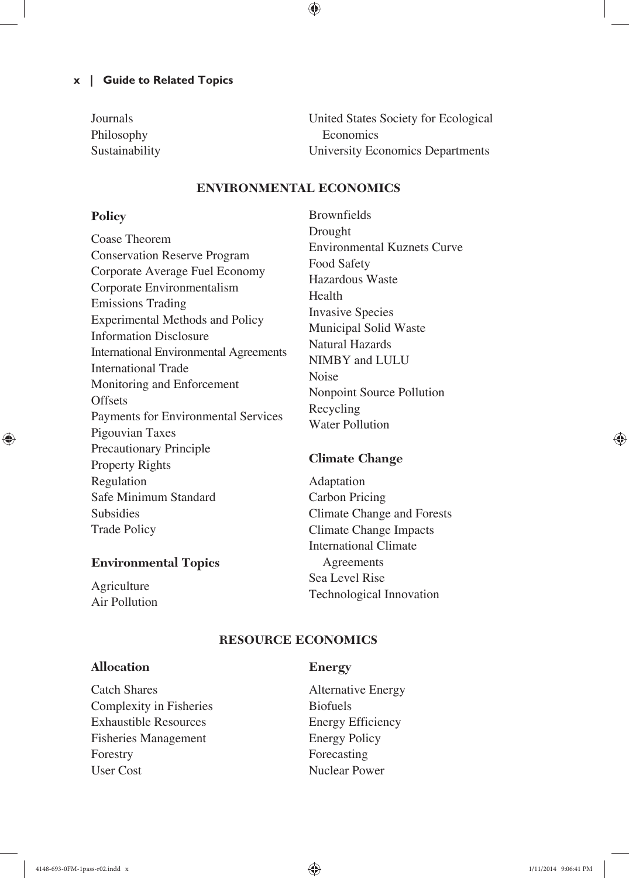Journals
Philosophy
Sustainability
United States Society for Ecological Economics
University Economics Departments

## ENVIRONMENTAL ECONOMICS

### Policy

Coase Theorem
Conservation Reserve Program
Corporate Average Fuel Economy
Corporate Environmentalism
Emissions Trading
Experimental Methods and Policy
Information Disclosure
International Environmental Agreements
International Trade
Monitoring and Enforcement
Offsets
Payments for Environmental Services
Pigouvian Taxes
Precautionary Principle
Property Rights
Regulation
Safe Minimum Standard
Subsidies
Trade Policy

### Environmental Topics

Agriculture
Air Pollution
Brownfields
Drought
Environmental Kuznets Curve
Food Safety
Hazardous Waste
Health
Invasive Species
Municipal Solid Waste
Natural Hazards
NIMBY and LULU
Noise
Nonpoint Source Pollution
Recycling
Water Pollution

### Climate Change

Adaptation
Carbon Pricing
Climate Change and Forests
Climate Change Impacts
International Climate Agreements
Sea Level Rise
Technological Innovation

## RESOURCE ECONOMICS

### Allocation

Catch Shares
Complexity in Fisheries
Exhaustible Resources
Fisheries Management
Forestry
User Cost

### Energy

Alternative Energy
Biofuels
Energy Efficiency
Energy Policy
Forecasting
Nuclear Power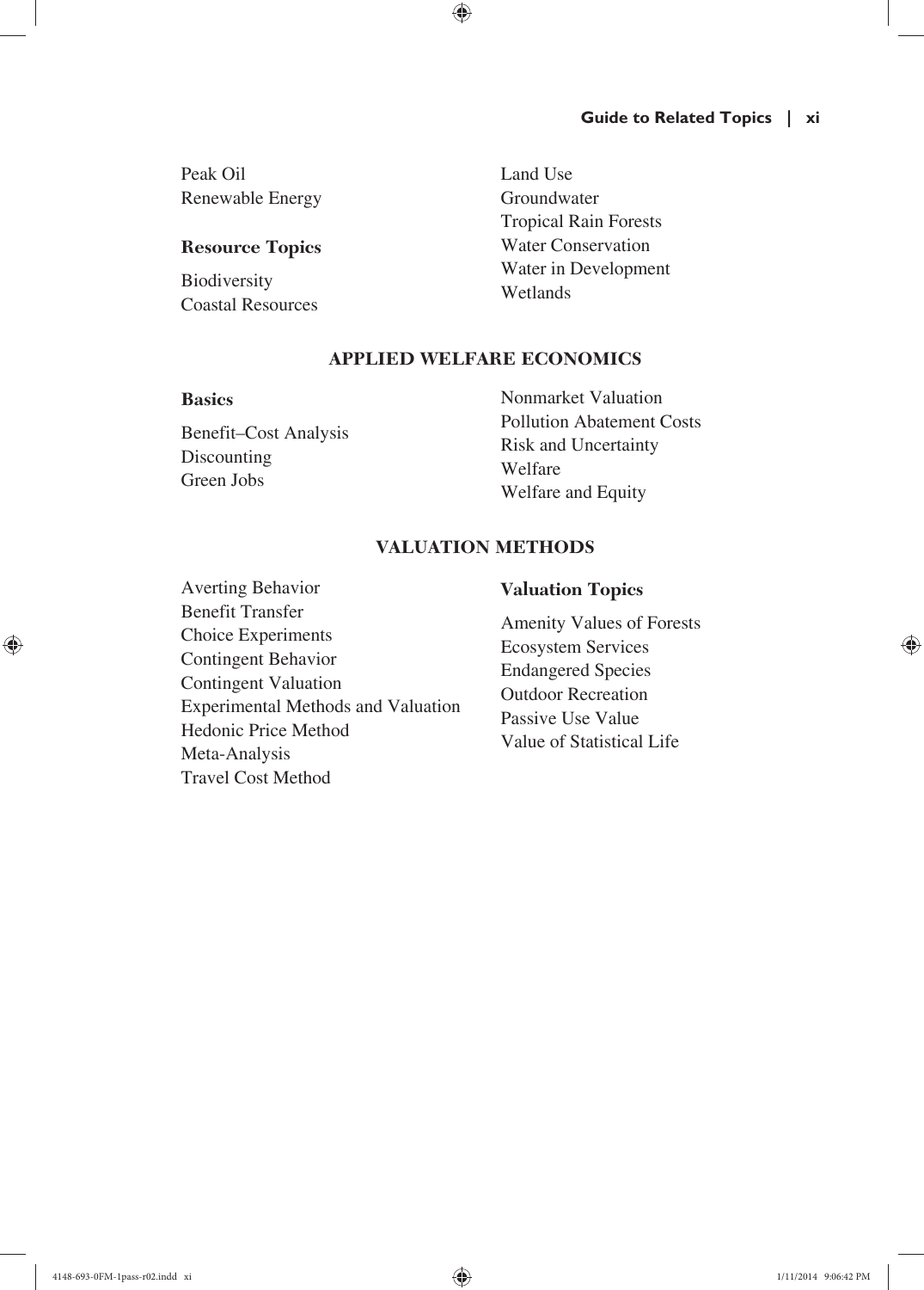Peak Oil
Renewable Energy

### Resource Topics

Biodiversity
Coastal Resources
Land Use
Groundwater
Tropical Rain Forests
Water Conservation
Water in Development
Wetlands

## APPLIED WELFARE ECONOMICS

### Basics

Benefit–Cost Analysis
Discounting
Green Jobs
Nonmarket Valuation
Pollution Abatement Costs
Risk and Uncertainty
Welfare
Welfare and Equity

## VALUATION METHODS

Averting Behavior
Benefit Transfer
Choice Experiments
Contingent Behavior
Contingent Valuation
Experimental Methods and Valuation
Hedonic Price Method
Meta-Analysis
Travel Cost Method

### Valuation Topics

Amenity Values of Forests
Ecosystem Services
Endangered Species
Outdoor Recreation
Passive Use Value
Value of Statistical Life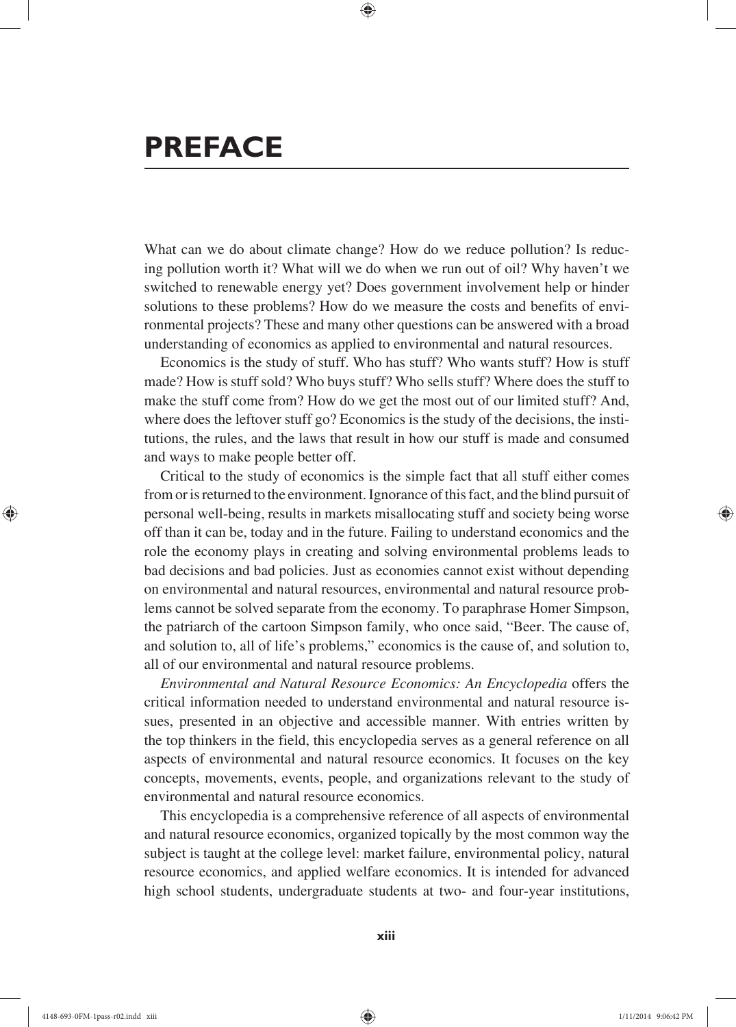# PREFACE

What can we do about climate change? How do we reduce pollution? Is reducing pollution worth it? What will we do when we run out of oil? Why haven't we switched to renewable energy yet? Does government involvement help or hinder solutions to these problems? How do we measure the costs and benefits of environmental projects? These and many other questions can be answered with a broad understanding of economics as applied to environmental and natural resources.

Economics is the study of stuff. Who has stuff? Who wants stuff? How is stuff made? How is stuff sold? Who buys stuff? Who sells stuff? Where does the stuff to make the stuff come from? How do we get the most out of our limited stuff? And, where does the leftover stuff go? Economics is the study of the decisions, the institutions, the rules, and the laws that result in how our stuff is made and consumed and ways to make people better off.

Critical to the study of economics is the simple fact that all stuff either comes from or is returned to the environment. Ignorance of this fact, and the blind pursuit of personal well-being, results in markets misallocating stuff and society being worse off than it can be, today and in the future. Failing to understand economics and the role the economy plays in creating and solving environmental problems leads to bad decisions and bad policies. Just as economies cannot exist without depending on environmental and natural resources, environmental and natural resource problems cannot be solved separate from the economy. To paraphrase Homer Simpson, the patriarch of the cartoon Simpson family, who once said, "Beer. The cause of, and solution to, all of life's problems," economics is the cause of, and solution to, all of our environmental and natural resource problems.

*Environmental and Natural Resource Economics: An Encyclopedia* offers the critical information needed to understand environmental and natural resource issues, presented in an objective and accessible manner. With entries written by the top thinkers in the field, this encyclopedia serves as a general reference on all aspects of environmental and natural resource economics. It focuses on the key concepts, movements, events, people, and organizations relevant to the study of environmental and natural resource economics.

This encyclopedia is a comprehensive reference of all aspects of environmental and natural resource economics, organized topically by the most common way the subject is taught at the college level: market failure, environmental policy, natural resource economics, and applied welfare economics. It is intended for advanced high school students, undergraduate students at two- and four-year institutions,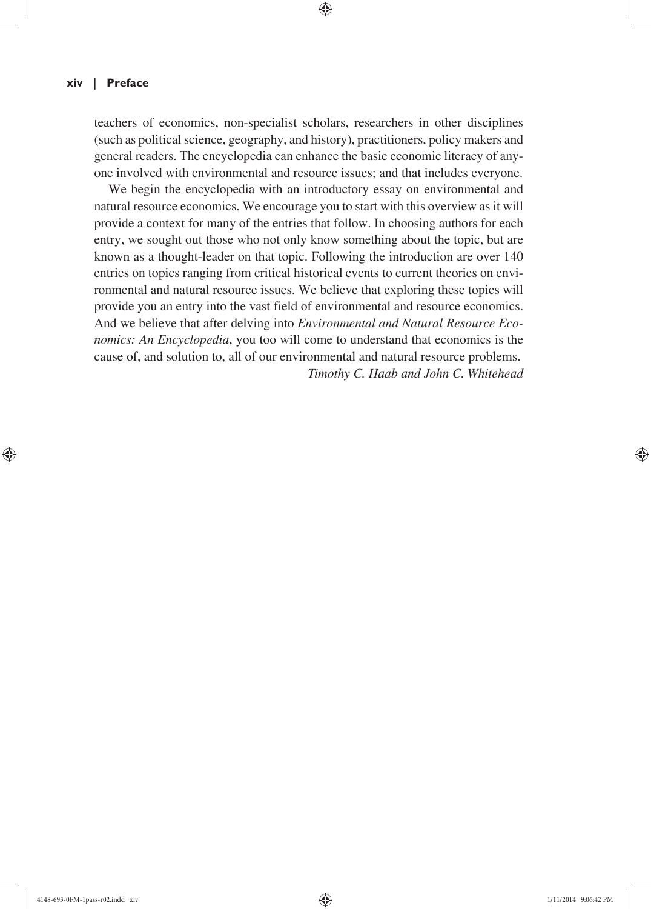teachers of economics, non-specialist scholars, researchers in other disciplines (such as political science, geography, and history), practitioners, policy makers and general readers. The encyclopedia can enhance the basic economic literacy of anyone involved with environmental and resource issues; and that includes everyone.

We begin the encyclopedia with an introductory essay on environmental and natural resource economics. We encourage you to start with this overview as it will provide a context for many of the entries that follow. In choosing authors for each entry, we sought out those who not only know something about the topic, but are known as a thought-leader on that topic. Following the introduction are over 140 entries on topics ranging from critical historical events to current theories on environmental and natural resource issues. We believe that exploring these topics will provide you an entry into the vast field of environmental and resource economics. And we believe that after delving into *Environmental and Natural Resource Economics: An Encyclopedia*, you too will come to understand that economics is the cause of, and solution to, all of our environmental and natural resource problems.

*Timothy C. Haab and John C. Whitehead*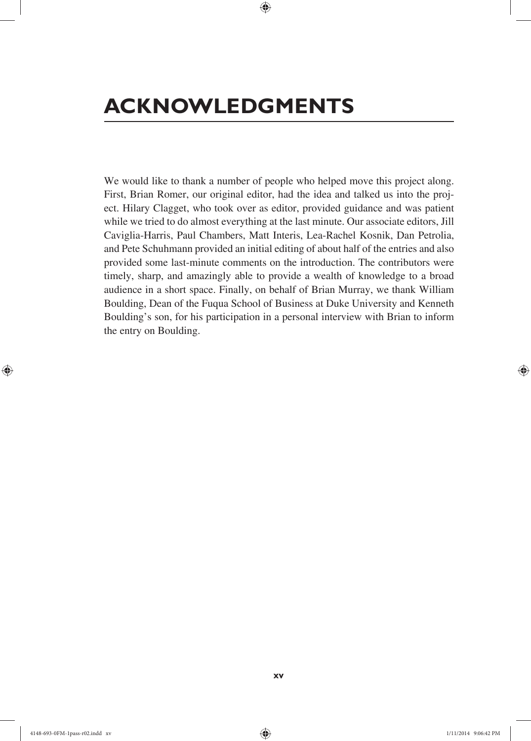# ACKNOWLEDGMENTS

We would like to thank a number of people who helped move this project along. First, Brian Romer, our original editor, had the idea and talked us into the project. Hilary Clagget, who took over as editor, provided guidance and was patient while we tried to do almost everything at the last minute. Our associate editors, Jill Caviglia-Harris, Paul Chambers, Matt Interis, Lea-Rachel Kosnik, Dan Petrolia, and Pete Schuhmann provided an initial editing of about half of the entries and also provided some last-minute comments on the introduction. The contributors were timely, sharp, and amazingly able to provide a wealth of knowledge to a broad audience in a short space. Finally, on behalf of Brian Murray, we thank William Boulding, Dean of the Fuqua School of Business at Duke University and Kenneth Boulding's son, for his participation in a personal interview with Brian to inform the entry on Boulding.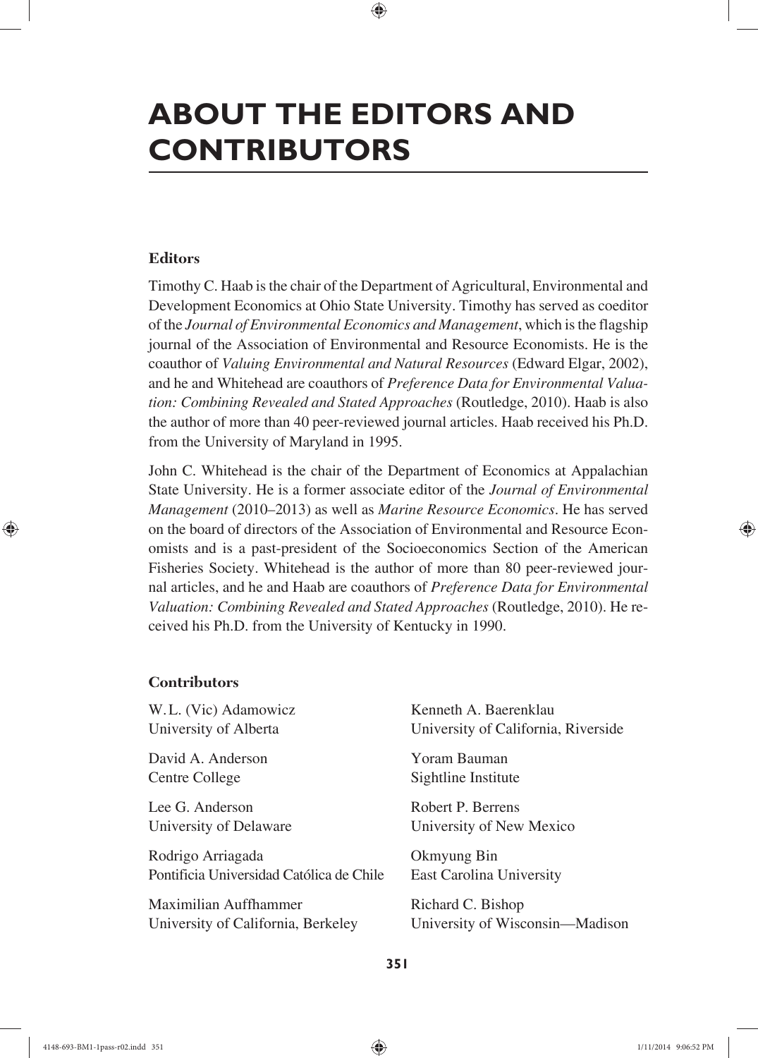# ABOUT THE EDITORS AND CONTRIBUTORS

### Editors

Timothy C. Haab is the chair of the Department of Agricultural, Environmental and Development Economics at Ohio State University. Timothy has served as coeditor of the *Journal of Environmental Economics and Management*, which is the flagship journal of the Association of Environmental and Resource Economists. He is the coauthor of *Valuing Environmental and Natural Resources* (Edward Elgar, 2002), and he and Whitehead are coauthors of *Preference Data for Environmental Valuation: Combining Revealed and Stated Approaches* (Routledge, 2010). Haab is also the author of more than 40 peer-reviewed journal articles. Haab received his Ph.D. from the University of Maryland in 1995.

John C. Whitehead is the chair of the Department of Economics at Appalachian State University. He is a former associate editor of the *Journal of Environmental Management* (2010–2013) as well as *Marine Resource Economics*. He has served on the board of directors of the Association of Environmental and Resource Economists and is a past-president of the Socioeconomics Section of the American Fisheries Society. Whitehead is the author of more than 80 peer-reviewed journal articles, and he and Haab are coauthors of *Preference Data for Environmental Valuation: Combining Revealed and Stated Approaches* (Routledge, 2010). He received his Ph.D. from the University of Kentucky in 1990.

### Contributors

W.L. (Vic) Adamowicz
University of Alberta

David A. Anderson
Centre College

Lee G. Anderson
University of Delaware

Rodrigo Arriagada
Pontificia Universidad Católica de Chile

Maximilian Auffhammer
University of California, Berkeley

Kenneth A. Baerenklau
University of California, Riverside

Yoram Bauman
Sightline Institute

Robert P. Berrens
University of New Mexico

Okmyung Bin
East Carolina University

Richard C. Bishop
University of Wisconsin—Madison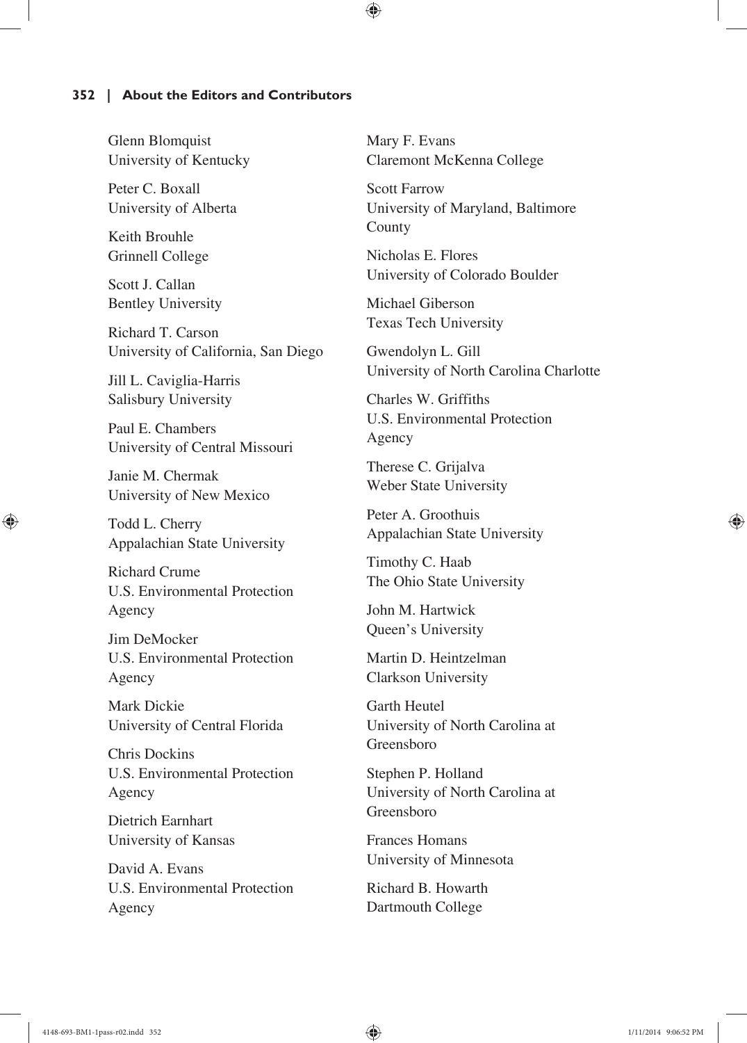Glenn Blomquist
University of Kentucky

Peter C. Boxall
University of Alberta

Keith Brouhle
Grinnell College

Scott J. Callan
Bentley University

Richard T. Carson
University of California, San Diego

Jill L. Caviglia-Harris
Salisbury University

Paul E. Chambers
University of Central Missouri

Janie M. Chermak
University of New Mexico

Todd L. Cherry
Appalachian State University

Richard Crume
U.S. Environmental Protection Agency

Jim DeMocker
U.S. Environmental Protection Agency

Mark Dickie
University of Central Florida

Chris Dockins
U.S. Environmental Protection Agency

Dietrich Earnhart
University of Kansas

David A. Evans
U.S. Environmental Protection Agency

Mary F. Evans
Claremont McKenna College

Scott Farrow
University of Maryland, Baltimore County

Nicholas E. Flores
University of Colorado Boulder

Michael Giberson
Texas Tech University

Gwendolyn L. Gill
University of North Carolina Charlotte

Charles W. Griffiths
U.S. Environmental Protection Agency

Therese C. Grijalva
Weber State University

Peter A. Groothuis
Appalachian State University

Timothy C. Haab
The Ohio State University

John M. Hartwick
Queen's University

Martin D. Heintzelman
Clarkson University

Garth Heutel
University of North Carolina at Greensboro

Stephen P. Holland
University of North Carolina at Greensboro

Frances Homans
University of Minnesota

Richard B. Howarth
Dartmouth College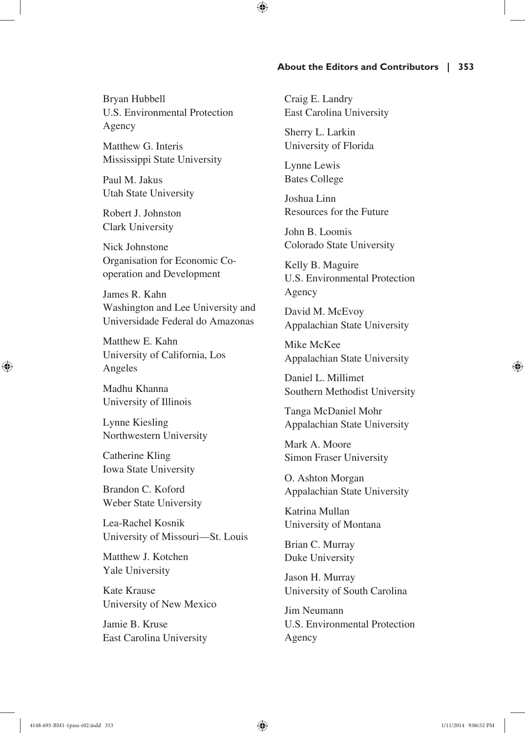Bryan Hubbell
U.S. Environmental Protection Agency

Matthew G. Interis
Mississippi State University

Paul M. Jakus
Utah State University

Robert J. Johnston
Clark University

Nick Johnstone
Organisation for Economic Co-operation and Development

James R. Kahn
Washington and Lee University and Universidade Federal do Amazonas

Matthew E. Kahn
University of California, Los Angeles

Madhu Khanna
University of Illinois

Lynne Kiesling
Northwestern University

Catherine Kling
Iowa State University

Brandon C. Koford
Weber State University

Lea-Rachel Kosnik
University of Missouri—St. Louis

Matthew J. Kotchen
Yale University

Kate Krause
University of New Mexico

Jamie B. Kruse
East Carolina University

Craig E. Landry
East Carolina University

Sherry L. Larkin
University of Florida

Lynne Lewis
Bates College

Joshua Linn
Resources for the Future

John B. Loomis
Colorado State University

Kelly B. Maguire
U.S. Environmental Protection Agency

David M. McEvoy
Appalachian State University

Mike McKee
Appalachian State University

Daniel L. Millimet
Southern Methodist University

Tanga McDaniel Mohr
Appalachian State University

Mark A. Moore
Simon Fraser University

O. Ashton Morgan
Appalachian State University

Katrina Mullan
University of Montana

Brian C. Murray
Duke University

Jason H. Murray
University of South Carolina

Jim Neumann
U.S. Environmental Protection Agency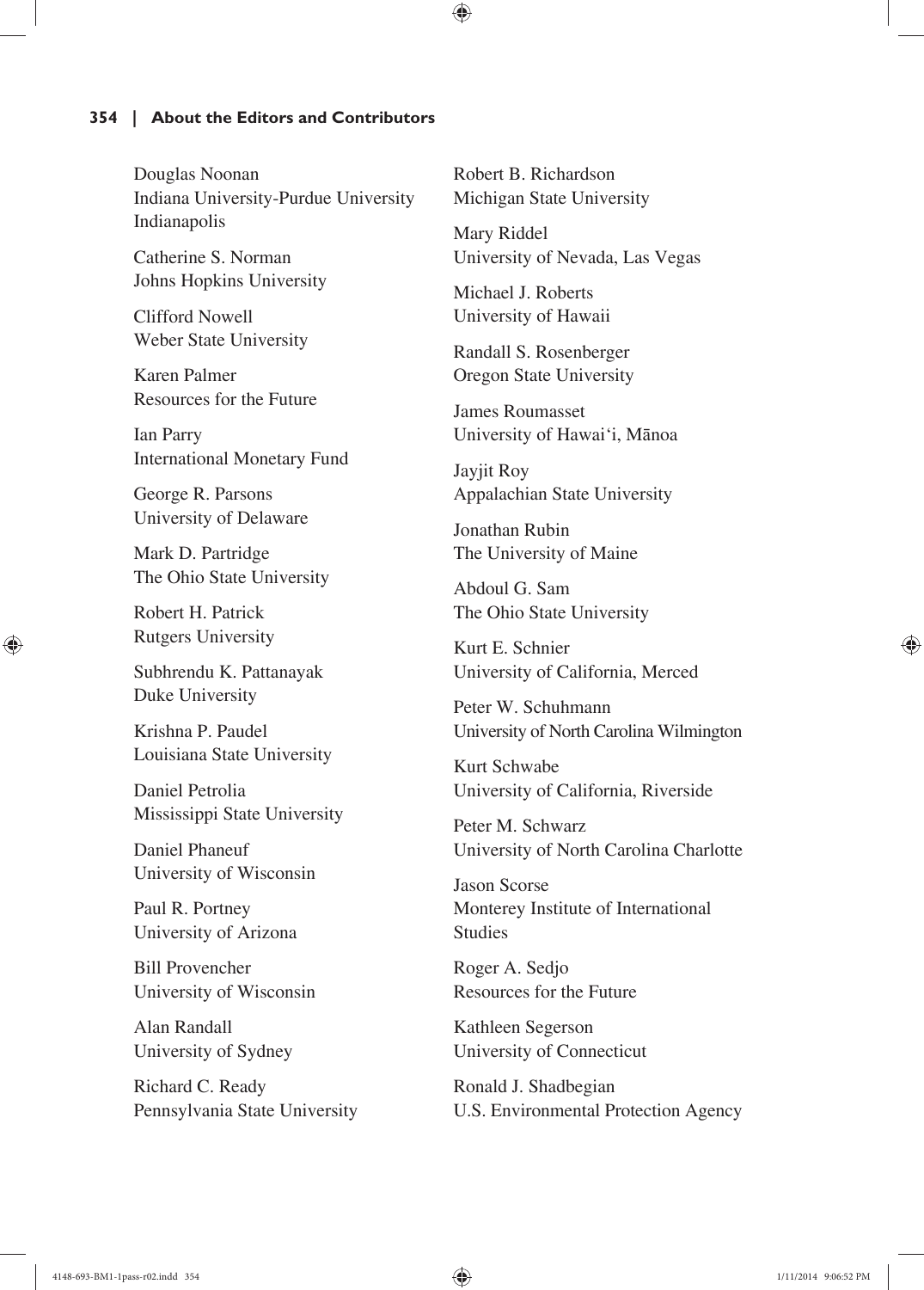Douglas Noonan
Indiana University-Purdue University Indianapolis

Catherine S. Norman
Johns Hopkins University

Clifford Nowell
Weber State University

Karen Palmer
Resources for the Future

Ian Parry
International Monetary Fund

George R. Parsons
University of Delaware

Mark D. Partridge
The Ohio State University

Robert H. Patrick
Rutgers University

Subhrendu K. Pattanayak
Duke University

Krishna P. Paudel
Louisiana State University

Daniel Petrolia
Mississippi State University

Daniel Phaneuf
University of Wisconsin

Paul R. Portney
University of Arizona

Bill Provencher
University of Wisconsin

Alan Randall
University of Sydney

Richard C. Ready
Pennsylvania State University

Robert B. Richardson
Michigan State University

Mary Riddel
University of Nevada, Las Vegas

Michael J. Roberts
University of Hawaii

Randall S. Rosenberger
Oregon State University

James Roumasset
University of Hawai'i, Mānoa

Jayjit Roy
Appalachian State University

Jonathan Rubin
The University of Maine

Abdoul G. Sam
The Ohio State University

Kurt E. Schnier
University of California, Merced

Peter W. Schuhmann
University of North Carolina Wilmington

Kurt Schwabe
University of California, Riverside

Peter M. Schwarz
University of North Carolina Charlotte

Jason Scorse
Monterey Institute of International Studies

Roger A. Sedjo
Resources for the Future

Kathleen Segerson
University of Connecticut

Ronald J. Shadbegian
U.S. Environmental Protection Agency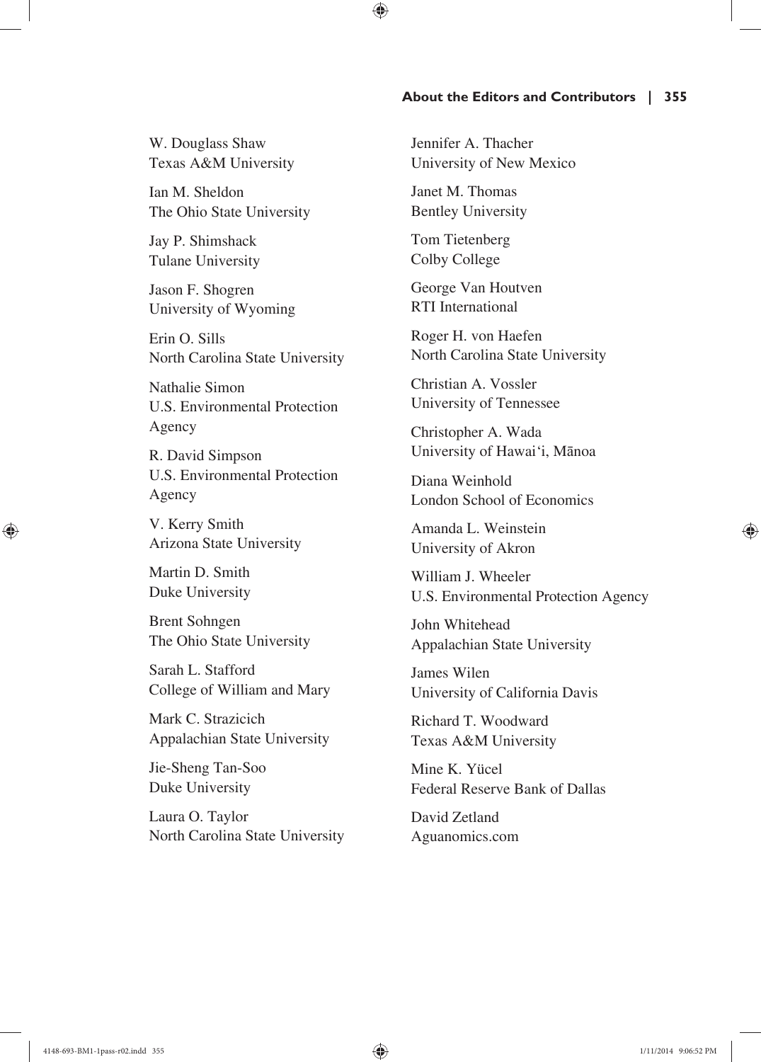W. Douglass Shaw
Texas A&M University

Ian M. Sheldon
The Ohio State University

Jay P. Shimshack
Tulane University

Jason F. Shogren
University of Wyoming

Erin O. Sills
North Carolina State University

Nathalie Simon
U.S. Environmental Protection Agency

R. David Simpson
U.S. Environmental Protection Agency

V. Kerry Smith
Arizona State University

Martin D. Smith
Duke University

Brent Sohngen
The Ohio State University

Sarah L. Stafford
College of William and Mary

Mark C. Strazicich
Appalachian State University

Jie-Sheng Tan-Soo
Duke University

Laura O. Taylor
North Carolina State University

Jennifer A. Thacher
University of New Mexico

Janet M. Thomas
Bentley University

Tom Tietenberg
Colby College

George Van Houtven
RTI International

Roger H. von Haefen
North Carolina State University

Christian A. Vossler
University of Tennessee

Christopher A. Wada
University of Hawai'i, Mānoa

Diana Weinhold
London School of Economics

Amanda L. Weinstein
University of Akron

William J. Wheeler
U.S. Environmental Protection Agency

John Whitehead
Appalachian State University

James Wilen
University of California Davis

Richard T. Woodward
Texas A&M University

Mine K. Yücel
Federal Reserve Bank of Dallas

David Zetland
Aguanomics.com